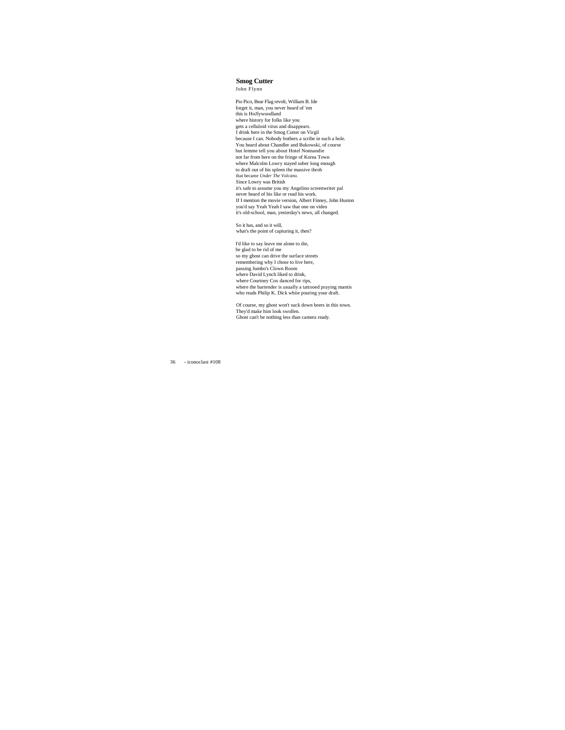## Smog Cutter

John Flynn

Pio Pico, Bear Flag revolt, William B. Ide
forget it, man, you never heard of 'em
this is HoJlywoodland
where history for folks like you
gets a celluloid virus and disappears.
I drink here in the Smog Cutter on Virgil
because I can. Nobody bothers a scribe in such a hole.
You heard about Chandler and Bukowski, of course
but lemme tell you about Hotel Nonnandie
not far from here on the fringe of Korea Town
where Malcolm Lowry stayed sober long enough
to draft out of his spleen the massive throb
that became *Under The Volcano.*
Since Lowry was British
it's safe to assume you my Angelino screenwriter pal
never heard of his like or read his work.
If I mention the movie version, Albert Finney, John Huston
you'd say Yeah Yeah I saw that one on video
it's old-school, man, yesterday's news, all changed.

So it has, and so it will,
what's the point of capturing it, then?

I'd like to say leave me alone to die,
be glad to be rid of me
so my ghost can drive the surface streets
remembering why I chose to live here,
passing Jumbo's Clown Room
where David Lynch liked to drink,
where Courtney Cox danced for rips,
where the bartender is usually a tattooed praying mantis
who reads Philip K. Dick whiie pouring your draft.

Of course, my ghost won't suck down beers in this town.
They'd make him look swollen.
Ghost can't be nothing less than camera ready.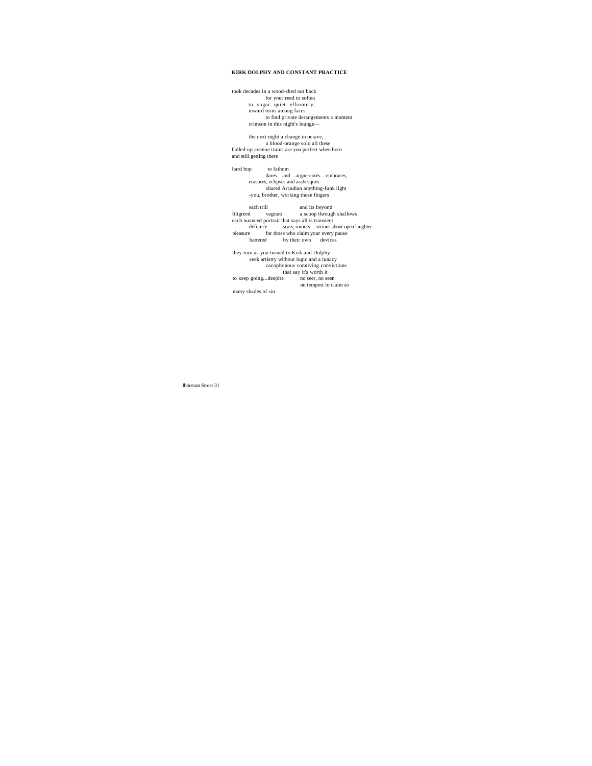**KIRK DOLPHY AND CONSTANT PRACTICE**

took decades in a wood-shed out back
for your reed to soften
to sugar quiet effrontery,
inward turns among faces
to find private derangements a moment
crimson in this night's lounge—

the next night a change in octave,
a blood-orange solo all these
balled-up avenue trains are you perfect when born
and still getting there

hard bop to fathom
dares and argue-cores embraces,
erasures, eclipses and arabesques
shared Arcadian anything-funk light
-you, brother, working those fingers

each trill and its beyond
filigreed vagrant a scoop through shallows
each nuanced portrait that says all is transient
defiance scars, rumors serious about open laughter
pleasure for those who claim your every pause
battered by their own devices

they turn as you turned to Kirk and Dolphy
seek artistry without logic and a lunacy
cacophonous conniving convictions
that say it's worth it
to keep going...despite no seer, no seen
no tempest to claim so
many shades of sin